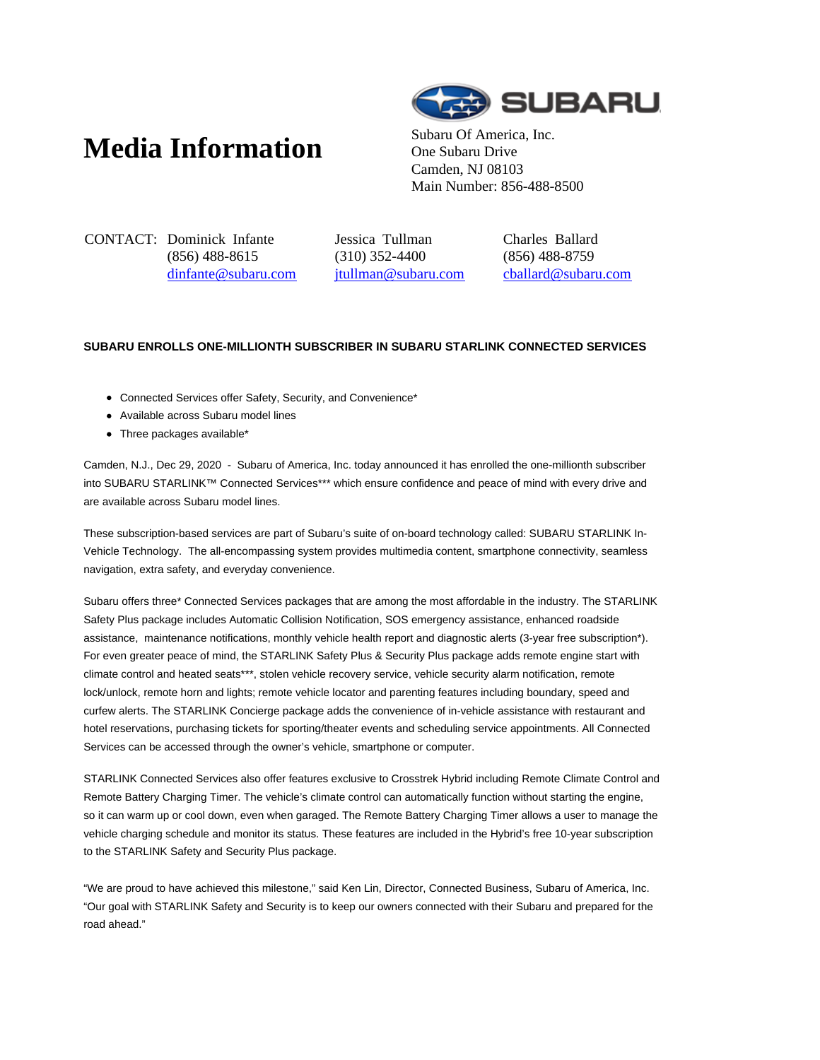# Media Information

Subaru Of America, Inc.
One Subaru Drive
Camden, NJ 08103
Main Number: 856-488-8500

CONTACT: Dominick Infante
(856) 488-8615
dinfante@subaru.com

Jessica Tullman
(310) 352-4400
jtullman@subaru.com

Charles Ballard
(856) 488-8759
cballard@subaru.com

**SUBARU ENROLLS ONE-MILLIONTH SUBSCRIBER IN SUBARU STARLINK CONNECTED SERVICES**

- Connected Services offer Safety, Security, and Convenience*
- Available across Subaru model lines
- Three packages available*

Camden, N.J., Dec 29, 2020 - Subaru of America, Inc. today announced it has enrolled the one-millionth subscriber into SUBARU STARLINK™ Connected Services*** which ensure confidence and peace of mind with every drive and are available across Subaru model lines.

These subscription-based services are part of Subaru's suite of on-board technology called: SUBARU STARLINK In-Vehicle Technology. The all-encompassing system provides multimedia content, smartphone connectivity, seamless navigation, extra safety, and everyday convenience.

Subaru offers three* Connected Services packages that are among the most affordable in the industry. The STARLINK Safety Plus package includes Automatic Collision Notification, SOS emergency assistance, enhanced roadside assistance, maintenance notifications, monthly vehicle health report and diagnostic alerts (3-year free subscription*). For even greater peace of mind, the STARLINK Safety Plus & Security Plus package adds remote engine start with climate control and heated seats***, stolen vehicle recovery service, vehicle security alarm notification, remote lock/unlock, remote horn and lights; remote vehicle locator and parenting features including boundary, speed and curfew alerts. The STARLINK Concierge package adds the convenience of in-vehicle assistance with restaurant and hotel reservations, purchasing tickets for sporting/theater events and scheduling service appointments. All Connected Services can be accessed through the owner's vehicle, smartphone or computer.

STARLINK Connected Services also offer features exclusive to Crosstrek Hybrid including Remote Climate Control and Remote Battery Charging Timer. The vehicle's climate control can automatically function without starting the engine, so it can warm up or cool down, even when garaged. The Remote Battery Charging Timer allows a user to manage the vehicle charging schedule and monitor its status. These features are included in the Hybrid's free 10-year subscription to the STARLINK Safety and Security Plus package.

"We are proud to have achieved this milestone," said Ken Lin, Director, Connected Business, Subaru of America, Inc. "Our goal with STARLINK Safety and Security is to keep our owners connected with their Subaru and prepared for the road ahead."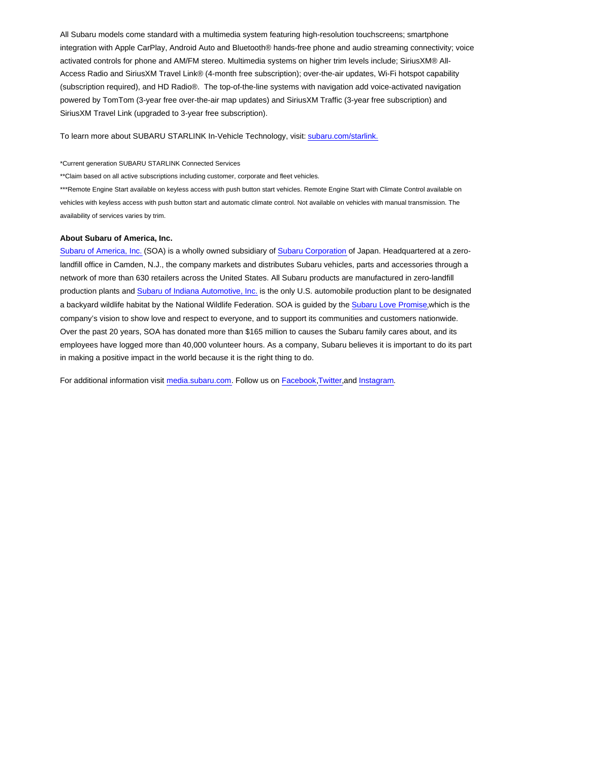All Subaru models come standard with a multimedia system featuring high-resolution touchscreens; smartphone integration with Apple CarPlay, Android Auto and Bluetooth® hands-free phone and audio streaming connectivity; voice activated controls for phone and AM/FM stereo. Multimedia systems on higher trim levels include; SiriusXM® All-Access Radio and SiriusXM Travel Link® (4-month free subscription); over-the-air updates, Wi-Fi hotspot capability (subscription required), and HD Radio®.  The top-of-the-line systems with navigation add voice-activated navigation powered by TomTom (3-year free over-the-air map updates) and SiriusXM Traffic (3-year free subscription) and SiriusXM Travel Link (upgraded to 3-year free subscription).

To learn more about SUBARU STARLINK In-Vehicle Technology, visit: subaru.com/starlink.

*Current generation SUBARU STARLINK Connected Services

**Claim based on all active subscriptions including customer, corporate and fleet vehicles.

***Remote Engine Start available on keyless access with push button start vehicles. Remote Engine Start with Climate Control available on vehicles with keyless access with push button start and automatic climate control. Not available on vehicles with manual transmission. The availability of services varies by trim.

**About Subaru of America, Inc.**

Subaru of America, Inc. (SOA) is a wholly owned subsidiary of Subaru Corporation of Japan. Headquartered at a zero-landfill office in Camden, N.J., the company markets and distributes Subaru vehicles, parts and accessories through a network of more than 630 retailers across the United States. All Subaru products are manufactured in zero-landfill production plants and Subaru of Indiana Automotive, Inc. is the only U.S. automobile production plant to be designated a backyard wildlife habitat by the National Wildlife Federation. SOA is guided by the Subaru Love Promise,which is the company's vision to show love and respect to everyone, and to support its communities and customers nationwide. Over the past 20 years, SOA has donated more than $165 million to causes the Subaru family cares about, and its employees have logged more than 40,000 volunteer hours. As a company, Subaru believes it is important to do its part in making a positive impact in the world because it is the right thing to do.

For additional information visit media.subaru.com. Follow us on Facebook,Twitter,and Instagram.